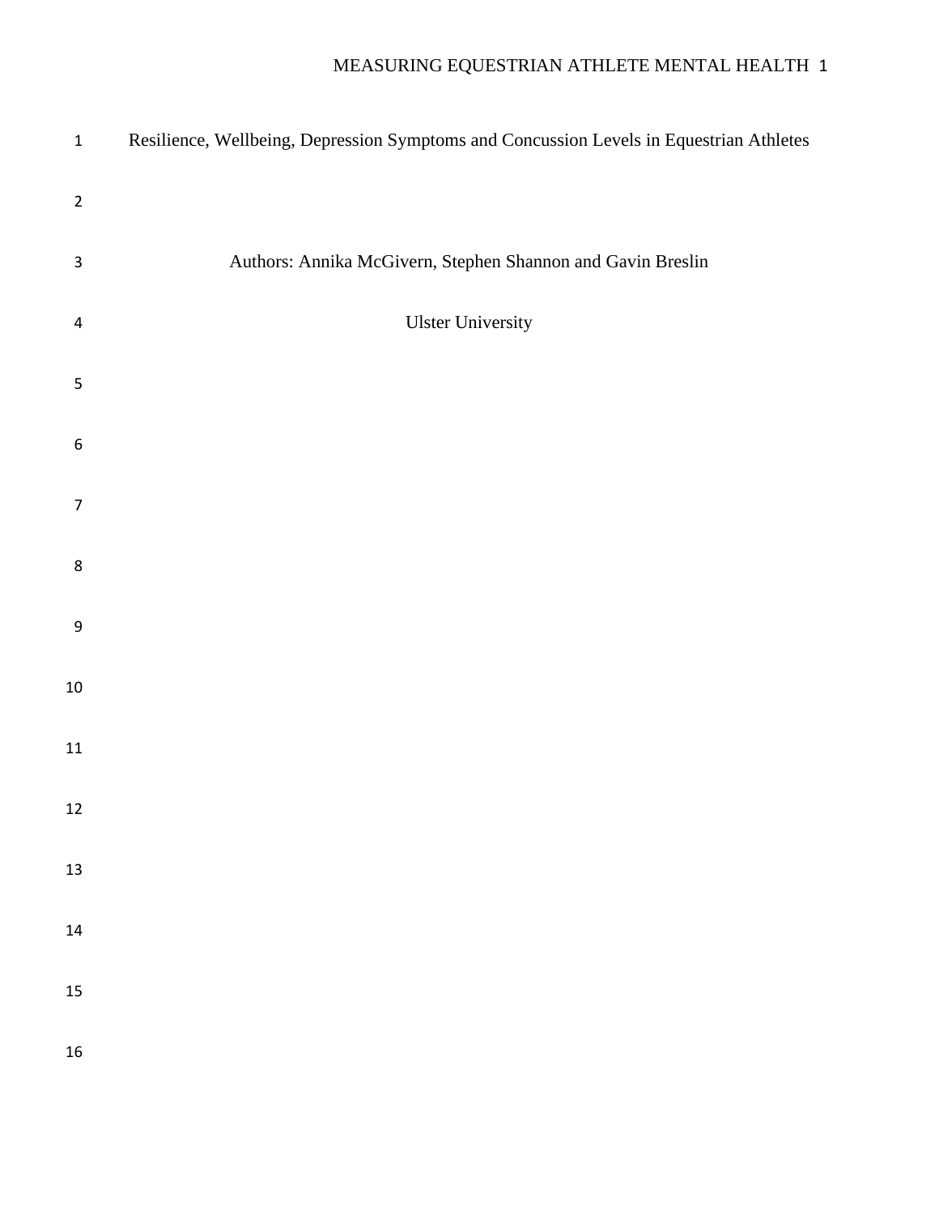# Resilience, Wellbeing, Depression Symptoms and Concussion Levels in Equestrian Athletes

Authors: Annika McGivern, Stephen Shannon and Gavin Breslin

Ulster University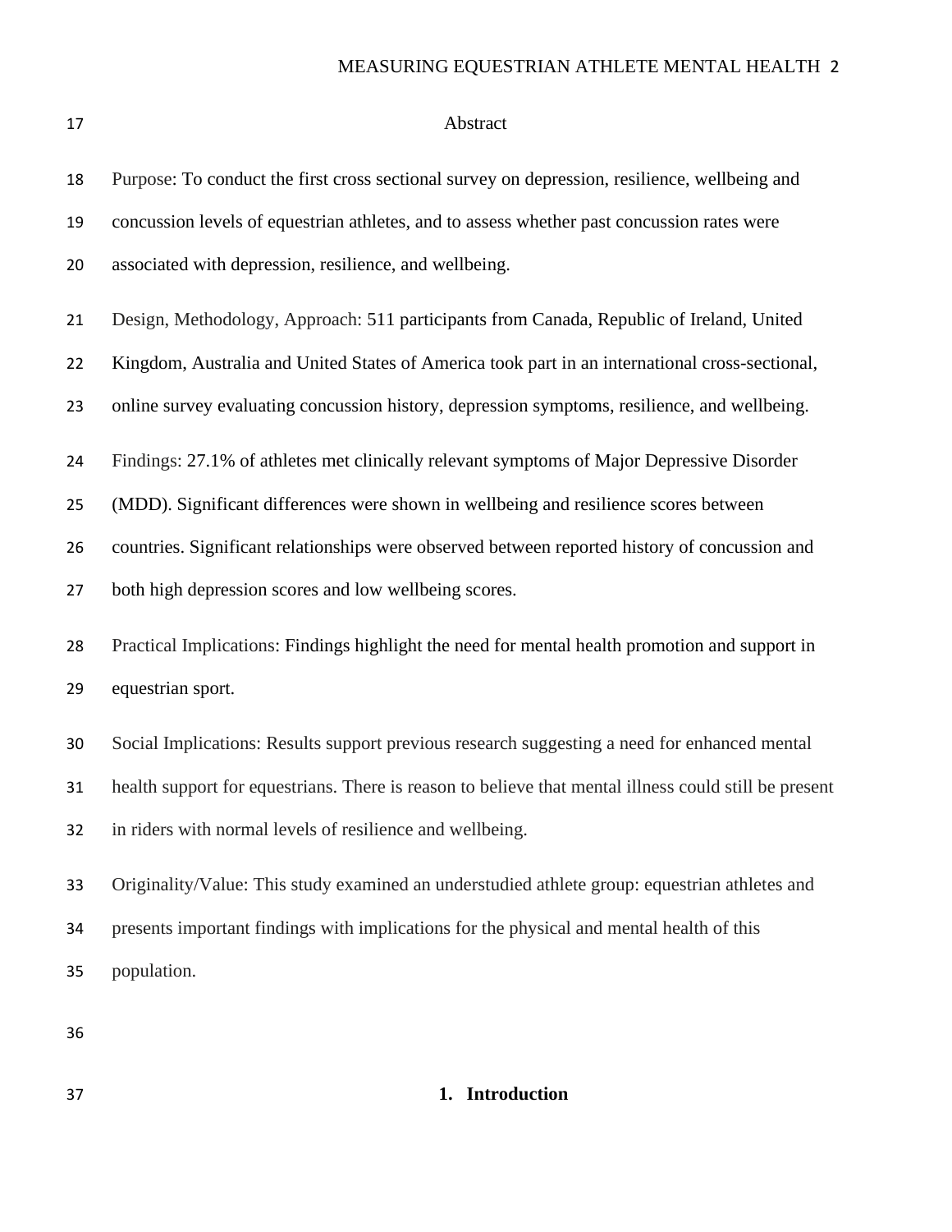## Abstract

Purpose: To conduct the first cross sectional survey on depression, resilience, wellbeing and concussion levels of equestrian athletes, and to assess whether past concussion rates were associated with depression, resilience, and wellbeing.

Design, Methodology, Approach: 511 participants from Canada, Republic of Ireland, United Kingdom, Australia and United States of America took part in an international cross-sectional, online survey evaluating concussion history, depression symptoms, resilience, and wellbeing.

Findings: 27.1% of athletes met clinically relevant symptoms of Major Depressive Disorder (MDD). Significant differences were shown in wellbeing and resilience scores between countries. Significant relationships were observed between reported history of concussion and both high depression scores and low wellbeing scores.

Practical Implications: Findings highlight the need for mental health promotion and support in equestrian sport.

Social Implications: Results support previous research suggesting a need for enhanced mental health support for equestrians. There is reason to believe that mental illness could still be present in riders with normal levels of resilience and wellbeing.

Originality/Value: This study examined an understudied athlete group: equestrian athletes and presents important findings with implications for the physical and mental health of this population.

# 1. Introduction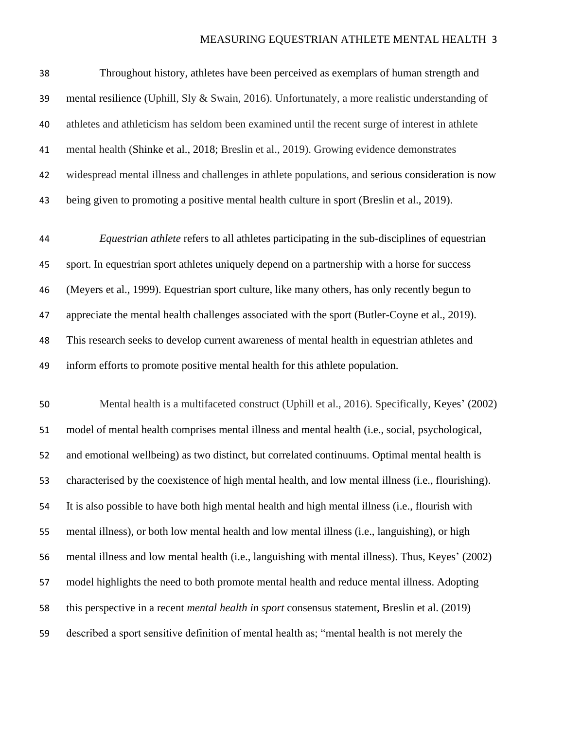Throughout history, athletes have been perceived as exemplars of human strength and mental resilience (Uphill, Sly & Swain, 2016). Unfortunately, a more realistic understanding of athletes and athleticism has seldom been examined until the recent surge of interest in athlete mental health (Shinke et al., 2018; Breslin et al., 2019). Growing evidence demonstrates widespread mental illness and challenges in athlete populations, and serious consideration is now being given to promoting a positive mental health culture in sport (Breslin et al., 2019).

*Equestrian athlete* refers to all athletes participating in the sub-disciplines of equestrian sport. In equestrian sport athletes uniquely depend on a partnership with a horse for success (Meyers et al., 1999). Equestrian sport culture, like many others, has only recently begun to appreciate the mental health challenges associated with the sport (Butler-Coyne et al., 2019). This research seeks to develop current awareness of mental health in equestrian athletes and inform efforts to promote positive mental health for this athlete population.

Mental health is a multifaceted construct (Uphill et al., 2016). Specifically, Keyes' (2002) model of mental health comprises mental illness and mental health (i.e., social, psychological, and emotional wellbeing) as two distinct, but correlated continuums. Optimal mental health is characterised by the coexistence of high mental health, and low mental illness (i.e., flourishing). It is also possible to have both high mental health and high mental illness (i.e., flourish with mental illness), or both low mental health and low mental illness (i.e., languishing), or high mental illness and low mental health (i.e., languishing with mental illness). Thus, Keyes' (2002) model highlights the need to both promote mental health and reduce mental illness. Adopting this perspective in a recent *mental health in sport* consensus statement, Breslin et al. (2019) described a sport sensitive definition of mental health as; "mental health is not merely the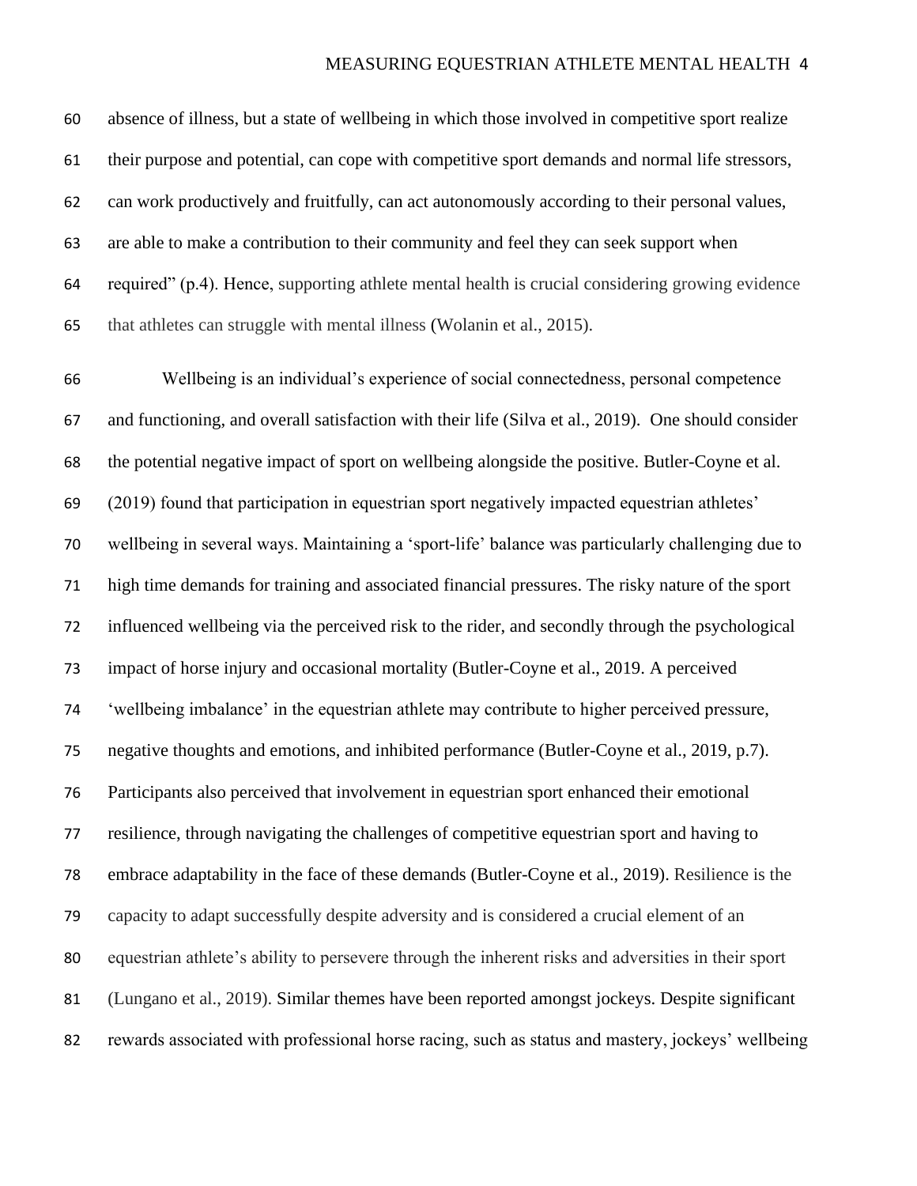absence of illness, but a state of wellbeing in which those involved in competitive sport realize their purpose and potential, can cope with competitive sport demands and normal life stressors, can work productively and fruitfully, can act autonomously according to their personal values, are able to make a contribution to their community and feel they can seek support when required" (p.4). Hence, supporting athlete mental health is crucial considering growing evidence that athletes can struggle with mental illness (Wolanin et al., 2015).

Wellbeing is an individual's experience of social connectedness, personal competence and functioning, and overall satisfaction with their life (Silva et al., 2019). One should consider the potential negative impact of sport on wellbeing alongside the positive. Butler-Coyne et al. (2019) found that participation in equestrian sport negatively impacted equestrian athletes' wellbeing in several ways. Maintaining a 'sport-life' balance was particularly challenging due to high time demands for training and associated financial pressures. The risky nature of the sport influenced wellbeing via the perceived risk to the rider, and secondly through the psychological impact of horse injury and occasional mortality (Butler-Coyne et al., 2019. A perceived 'wellbeing imbalance' in the equestrian athlete may contribute to higher perceived pressure, negative thoughts and emotions, and inhibited performance (Butler-Coyne et al., 2019, p.7). Participants also perceived that involvement in equestrian sport enhanced their emotional resilience, through navigating the challenges of competitive equestrian sport and having to embrace adaptability in the face of these demands (Butler-Coyne et al., 2019). Resilience is the capacity to adapt successfully despite adversity and is considered a crucial element of an equestrian athlete's ability to persevere through the inherent risks and adversities in their sport (Lungano et al., 2019). Similar themes have been reported amongst jockeys. Despite significant rewards associated with professional horse racing, such as status and mastery, jockeys' wellbeing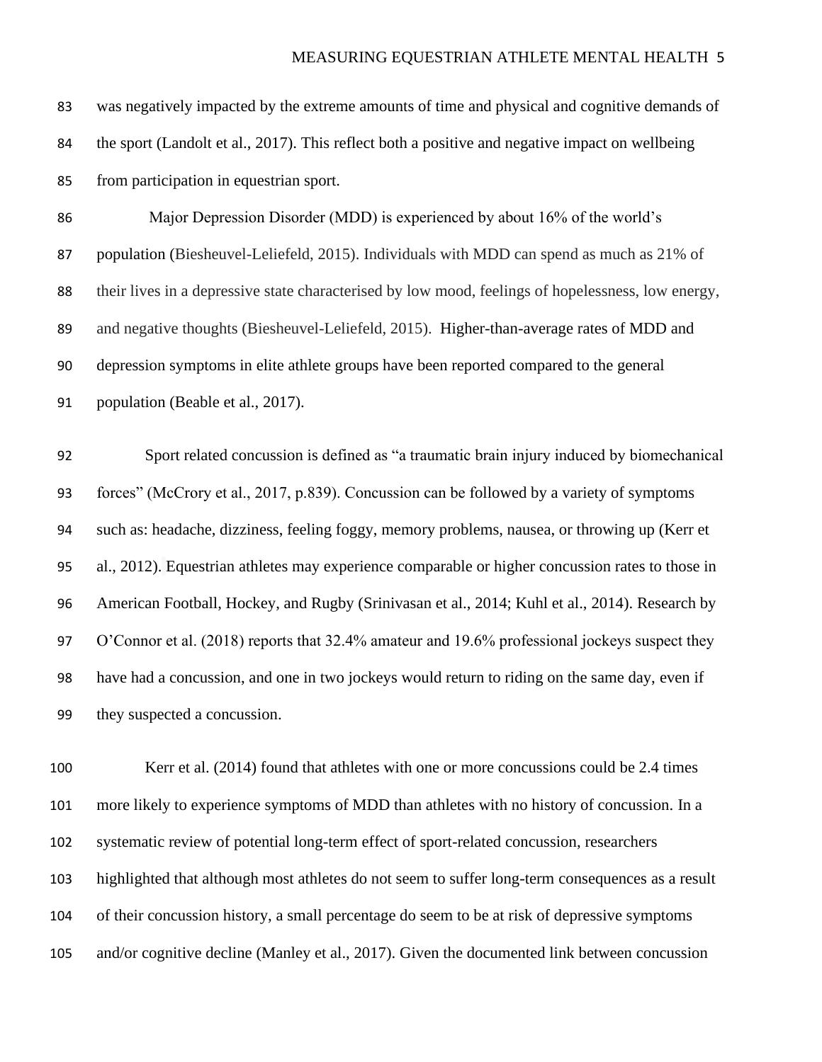was negatively impacted by the extreme amounts of time and physical and cognitive demands of the sport (Landolt et al., 2017). This reflect both a positive and negative impact on wellbeing from participation in equestrian sport.

Major Depression Disorder (MDD) is experienced by about 16% of the world's population (Biesheuvel-Leliefeld, 2015). Individuals with MDD can spend as much as 21% of their lives in a depressive state characterised by low mood, feelings of hopelessness, low energy, and negative thoughts (Biesheuvel-Leliefeld, 2015). Higher-than-average rates of MDD and depression symptoms in elite athlete groups have been reported compared to the general population (Beable et al., 2017).

Sport related concussion is defined as "a traumatic brain injury induced by biomechanical forces" (McCrory et al., 2017, p.839). Concussion can be followed by a variety of symptoms such as: headache, dizziness, feeling foggy, memory problems, nausea, or throwing up (Kerr et al., 2012). Equestrian athletes may experience comparable or higher concussion rates to those in American Football, Hockey, and Rugby (Srinivasan et al., 2014; Kuhl et al., 2014). Research by O'Connor et al. (2018) reports that 32.4% amateur and 19.6% professional jockeys suspect they have had a concussion, and one in two jockeys would return to riding on the same day, even if they suspected a concussion.

Kerr et al. (2014) found that athletes with one or more concussions could be 2.4 times more likely to experience symptoms of MDD than athletes with no history of concussion. In a systematic review of potential long-term effect of sport-related concussion, researchers highlighted that although most athletes do not seem to suffer long-term consequences as a result of their concussion history, a small percentage do seem to be at risk of depressive symptoms and/or cognitive decline (Manley et al., 2017). Given the documented link between concussion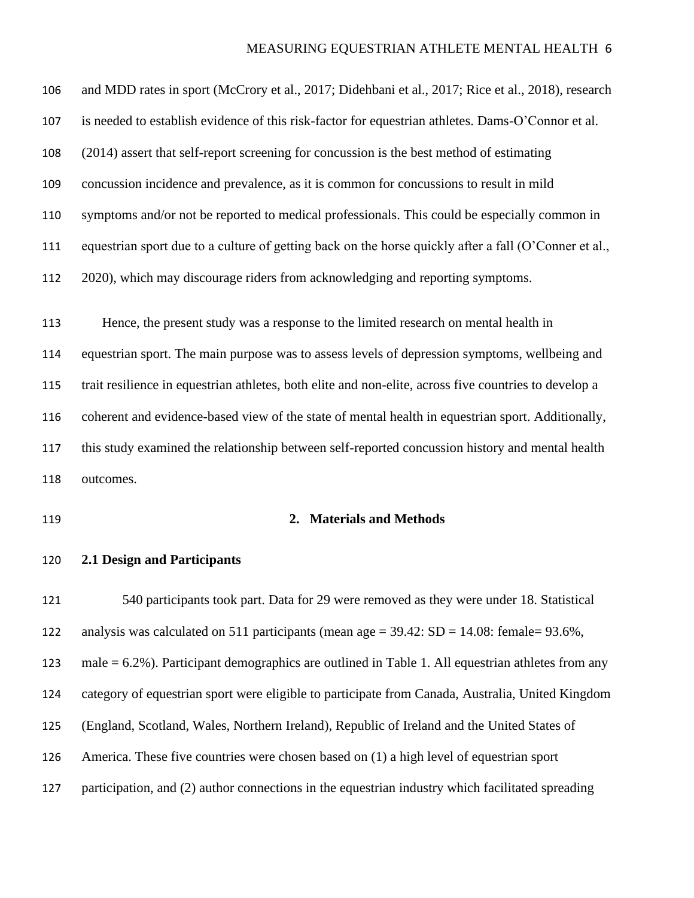and MDD rates in sport (McCrory et al., 2017; Didehbani et al., 2017; Rice et al., 2018), research is needed to establish evidence of this risk-factor for equestrian athletes. Dams-O'Connor et al. (2014) assert that self-report screening for concussion is the best method of estimating concussion incidence and prevalence, as it is common for concussions to result in mild symptoms and/or not be reported to medical professionals. This could be especially common in equestrian sport due to a culture of getting back on the horse quickly after a fall (O'Conner et al., 2020), which may discourage riders from acknowledging and reporting symptoms.

Hence, the present study was a response to the limited research on mental health in equestrian sport. The main purpose was to assess levels of depression symptoms, wellbeing and trait resilience in equestrian athletes, both elite and non-elite, across five countries to develop a coherent and evidence-based view of the state of mental health in equestrian sport. Additionally, this study examined the relationship between self-reported concussion history and mental health outcomes.

## 2. Materials and Methods

### 2.1 Design and Participants

540 participants took part. Data for 29 were removed as they were under 18. Statistical analysis was calculated on 511 participants (mean age = 39.42: SD = 14.08: female= 93.6%, male = 6.2%). Participant demographics are outlined in Table 1. All equestrian athletes from any category of equestrian sport were eligible to participate from Canada, Australia, United Kingdom (England, Scotland, Wales, Northern Ireland), Republic of Ireland and the United States of America. These five countries were chosen based on (1) a high level of equestrian sport participation, and (2) author connections in the equestrian industry which facilitated spreading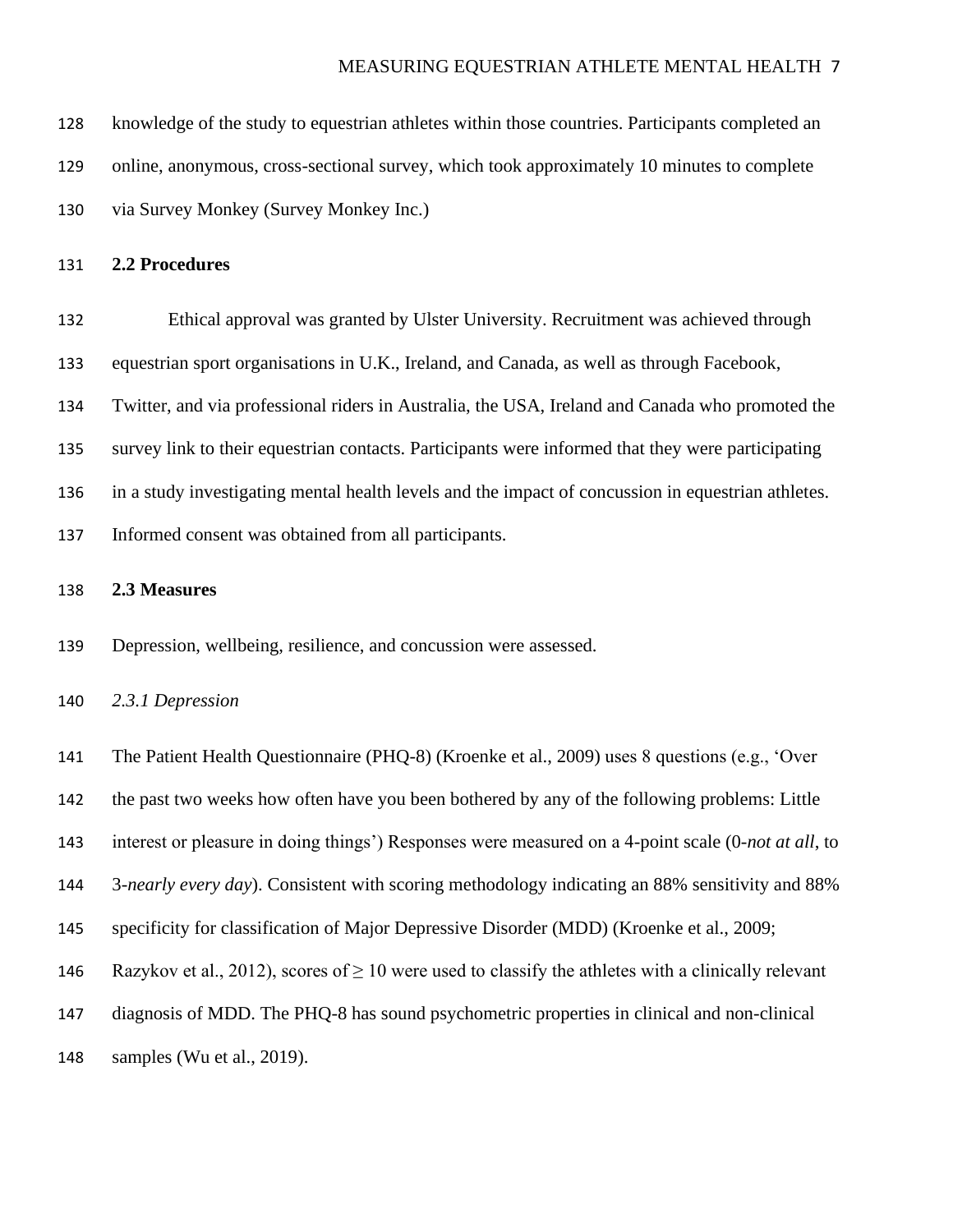knowledge of the study to equestrian athletes within those countries. Participants completed an online, anonymous, cross-sectional survey, which took approximately 10 minutes to complete via Survey Monkey (Survey Monkey Inc.)

### 2.2 Procedures

Ethical approval was granted by Ulster University. Recruitment was achieved through equestrian sport organisations in U.K., Ireland, and Canada, as well as through Facebook, Twitter, and via professional riders in Australia, the USA, Ireland and Canada who promoted the survey link to their equestrian contacts. Participants were informed that they were participating in a study investigating mental health levels and the impact of concussion in equestrian athletes. Informed consent was obtained from all participants.

### 2.3 Measures

Depression, wellbeing, resilience, and concussion were assessed.

#### *2.3.1 Depression*

The Patient Health Questionnaire (PHQ-8) (Kroenke et al., 2009) uses 8 questions (e.g., 'Over the past two weeks how often have you been bothered by any of the following problems: Little interest or pleasure in doing things') Responses were measured on a 4-point scale (0-*not at all*, to 3-*nearly every day*). Consistent with scoring methodology indicating an 88% sensitivity and 88% specificity for classification of Major Depressive Disorder (MDD) (Kroenke et al., 2009; Razykov et al., 2012), scores of $\geq 10$ were used to classify the athletes with a clinically relevant diagnosis of MDD. The PHQ-8 has sound psychometric properties in clinical and non-clinical samples (Wu et al., 2019).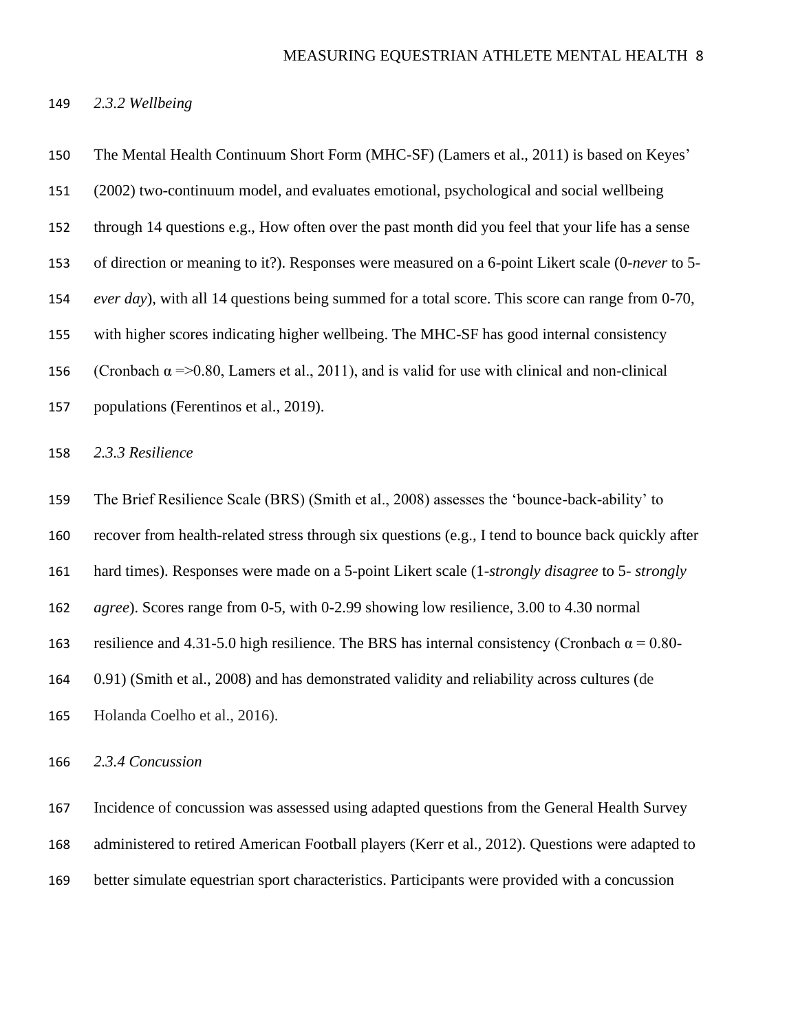*2.3.2 Wellbeing*

The Mental Health Continuum Short Form (MHC-SF) (Lamers et al., 2011) is based on Keyes' (2002) two-continuum model, and evaluates emotional, psychological and social wellbeing through 14 questions e.g., How often over the past month did you feel that your life has a sense of direction or meaning to it?). Responses were measured on a 6-point Likert scale (0-*never* to 5-*ever day*), with all 14 questions being summed for a total score. This score can range from 0-70, with higher scores indicating higher wellbeing. The MHC-SF has good internal consistency (Cronbach $\alpha$ =>0.80, Lamers et al., 2011), and is valid for use with clinical and non-clinical populations (Ferentinos et al., 2019).

*2.3.3 Resilience*

The Brief Resilience Scale (BRS) (Smith et al., 2008) assesses the 'bounce-back-ability' to recover from health-related stress through six questions (e.g., I tend to bounce back quickly after hard times). Responses were made on a 5-point Likert scale (1-*strongly disagree* to 5- *strongly agree*). Scores range from 0-5, with 0-2.99 showing low resilience, 3.00 to 4.30 normal resilience and 4.31-5.0 high resilience. The BRS has internal consistency (Cronbach $\alpha$ = 0.80-0.91) (Smith et al., 2008) and has demonstrated validity and reliability across cultures (de Holanda Coelho et al., 2016).

*2.3.4 Concussion*

Incidence of concussion was assessed using adapted questions from the General Health Survey administered to retired American Football players (Kerr et al., 2012). Questions were adapted to better simulate equestrian sport characteristics. Participants were provided with a concussion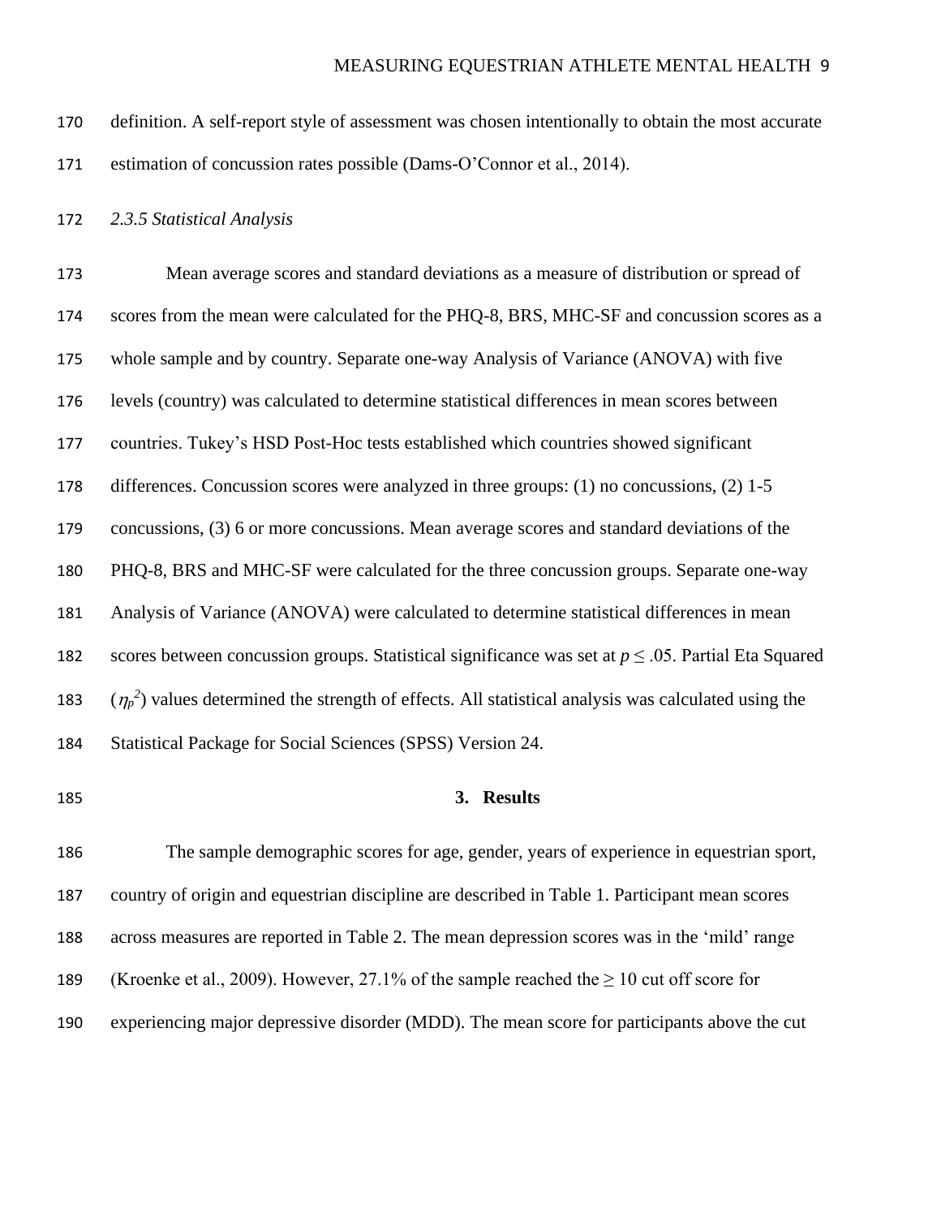definition. A self-report style of assessment was chosen intentionally to obtain the most accurate estimation of concussion rates possible (Dams-O'Connor et al., 2014).

*2.3.5 Statistical Analysis*

Mean average scores and standard deviations as a measure of distribution or spread of scores from the mean were calculated for the PHQ-8, BRS, MHC-SF and concussion scores as a whole sample and by country. Separate one-way Analysis of Variance (ANOVA) with five levels (country) was calculated to determine statistical differences in mean scores between countries. Tukey's HSD Post-Hoc tests established which countries showed significant differences. Concussion scores were analyzed in three groups: (1) no concussions, (2) 1-5 concussions, (3) 6 or more concussions. Mean average scores and standard deviations of the PHQ-8, BRS and MHC-SF were calculated for the three concussion groups. Separate one-way Analysis of Variance (ANOVA) were calculated to determine statistical differences in mean scores between concussion groups. Statistical significance was set at $p \leq .05$. Partial Eta Squared ($\eta_p^2$) values determined the strength of effects. All statistical analysis was calculated using the Statistical Package for Social Sciences (SPSS) Version 24.

## 3. Results

The sample demographic scores for age, gender, years of experience in equestrian sport, country of origin and equestrian discipline are described in Table 1. Participant mean scores across measures are reported in Table 2. The mean depression scores was in the 'mild' range (Kroenke et al., 2009). However, 27.1% of the sample reached the ≥ 10 cut off score for experiencing major depressive disorder (MDD). The mean score for participants above the cut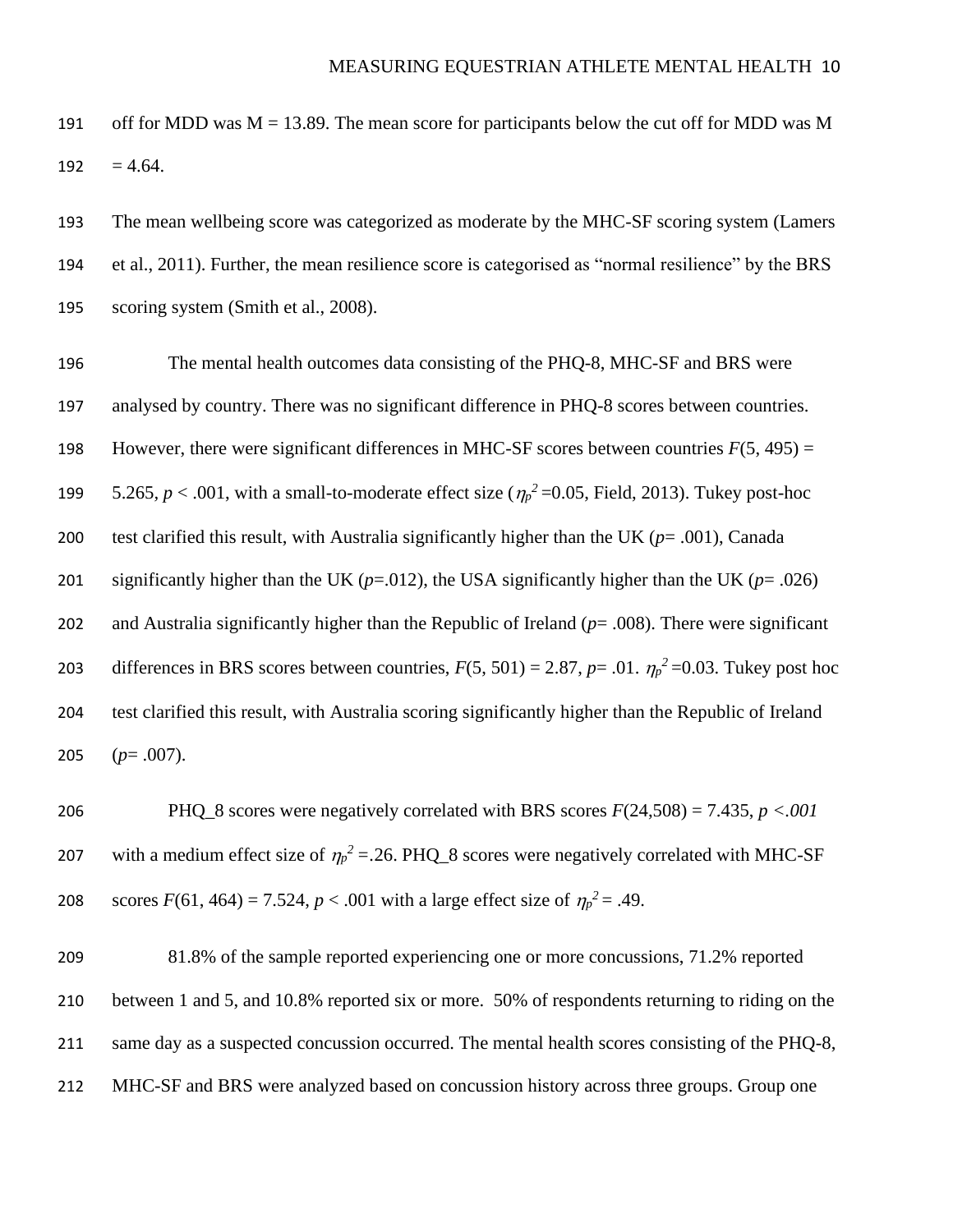off for MDD was M = 13.89. The mean score for participants below the cut off for MDD was M = 4.64.

The mean wellbeing score was categorized as moderate by the MHC-SF scoring system (Lamers et al., 2011). Further, the mean resilience score is categorised as “normal resilience” by the BRS scoring system (Smith et al., 2008).

The mental health outcomes data consisting of the PHQ-8, MHC-SF and BRS were analysed by country. There was no significant difference in PHQ-8 scores between countries. However, there were significant differences in MHC-SF scores between countries $F(5, 495) = 5.265$, $p < .001$, with a small-to-moderate effect size ($\eta_p^2 = 0.05$, Field, 2013). Tukey post-hoc test clarified this result, with Australia significantly higher than the UK ($p = .001$), Canada significantly higher than the UK ($p = .012$), the USA significantly higher than the UK ($p = .026$) and Australia significantly higher than the Republic of Ireland ($p = .008$). There were significant differences in BRS scores between countries, $F(5, 501) = 2.87$, $p = .01$. $\eta_p^2 = 0.03$. Tukey post hoc test clarified this result, with Australia scoring significantly higher than the Republic of Ireland ($p = .007$).

PHQ_8 scores were negatively correlated with BRS scores $F(24,508) = 7.435$, $p < .001$ with a medium effect size of $\eta_p^2 = .26$. PHQ_8 scores were negatively correlated with MHC-SF scores $F(61, 464) = 7.524$, $p < .001$ with a large effect size of $\eta_p^2 = .49$.

81.8% of the sample reported experiencing one or more concussions, 71.2% reported between 1 and 5, and 10.8% reported six or more. 50% of respondents returning to riding on the same day as a suspected concussion occurred. The mental health scores consisting of the PHQ-8, MHC-SF and BRS were analyzed based on concussion history across three groups. Group one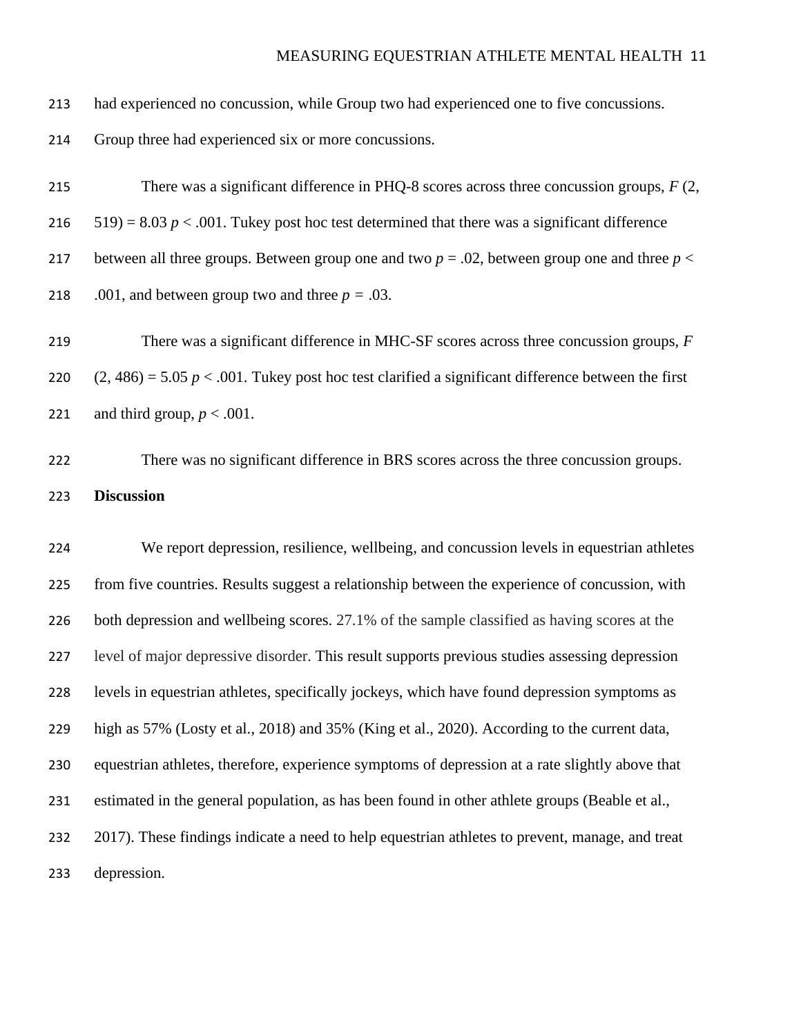had experienced no concussion, while Group two had experienced one to five concussions. Group three had experienced six or more concussions.

There was a significant difference in PHQ-8 scores across three concussion groups, $F$ (2, 519) = 8.03 $p < .001$. Tukey post hoc test determined that there was a significant difference between all three groups. Between group one and two $p = .02$, between group one and three $p < .001$, and between group two and three $p = .03$.

There was a significant difference in MHC-SF scores across three concussion groups, $F$ (2, 486) = 5.05 $p < .001$. Tukey post hoc test clarified a significant difference between the first and third group, $p < .001$.

There was no significant difference in BRS scores across the three concussion groups.

## Discussion

We report depression, resilience, wellbeing, and concussion levels in equestrian athletes from five countries. Results suggest a relationship between the experience of concussion, with both depression and wellbeing scores. 27.1% of the sample classified as having scores at the level of major depressive disorder. This result supports previous studies assessing depression levels in equestrian athletes, specifically jockeys, which have found depression symptoms as high as 57% (Losty et al., 2018) and 35% (King et al., 2020). According to the current data, equestrian athletes, therefore, experience symptoms of depression at a rate slightly above that estimated in the general population, as has been found in other athlete groups (Beable et al., 2017). These findings indicate a need to help equestrian athletes to prevent, manage, and treat depression.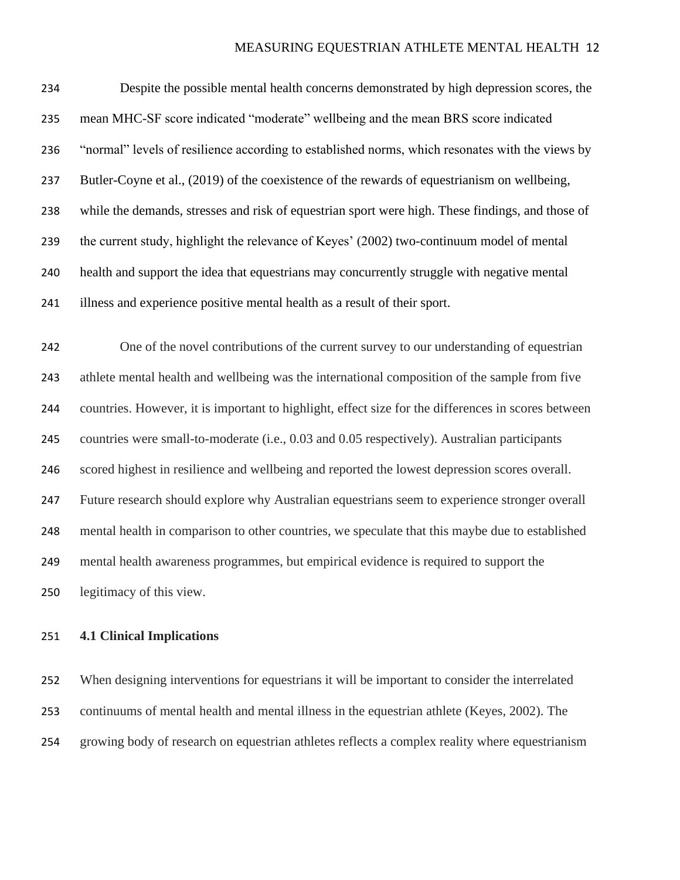Despite the possible mental health concerns demonstrated by high depression scores, the mean MHC-SF score indicated "moderate" wellbeing and the mean BRS score indicated "normal" levels of resilience according to established norms, which resonates with the views by Butler-Coyne et al., (2019) of the coexistence of the rewards of equestrianism on wellbeing, while the demands, stresses and risk of equestrian sport were high. These findings, and those of the current study, highlight the relevance of Keyes' (2002) two-continuum model of mental health and support the idea that equestrians may concurrently struggle with negative mental illness and experience positive mental health as a result of their sport.

One of the novel contributions of the current survey to our understanding of equestrian athlete mental health and wellbeing was the international composition of the sample from five countries. However, it is important to highlight, effect size for the differences in scores between countries were small-to-moderate (i.e., 0.03 and 0.05 respectively). Australian participants scored highest in resilience and wellbeing and reported the lowest depression scores overall. Future research should explore why Australian equestrians seem to experience stronger overall mental health in comparison to other countries, we speculate that this maybe due to established mental health awareness programmes, but empirical evidence is required to support the legitimacy of this view.

### 4.1 Clinical Implications

When designing interventions for equestrians it will be important to consider the interrelated continuums of mental health and mental illness in the equestrian athlete (Keyes, 2002). The growing body of research on equestrian athletes reflects a complex reality where equestrianism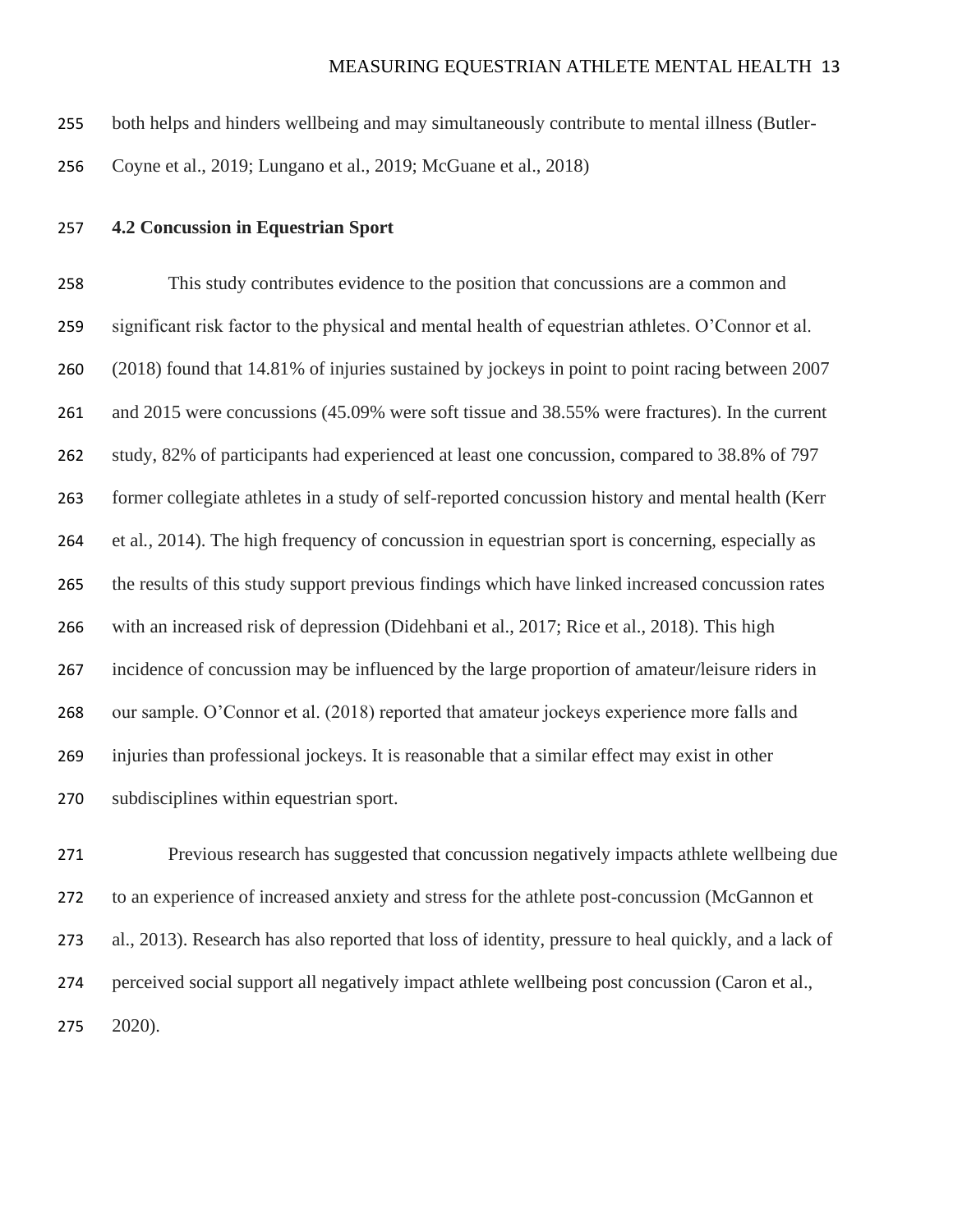both helps and hinders wellbeing and may simultaneously contribute to mental illness (Butler-Coyne et al., 2019; Lungano et al., 2019; McGuane et al., 2018)

### 4.2 Concussion in Equestrian Sport

This study contributes evidence to the position that concussions are a common and significant risk factor to the physical and mental health of equestrian athletes. O'Connor et al. (2018) found that 14.81% of injuries sustained by jockeys in point to point racing between 2007 and 2015 were concussions (45.09% were soft tissue and 38.55% were fractures). In the current study, 82% of participants had experienced at least one concussion, compared to 38.8% of 797 former collegiate athletes in a study of self-reported concussion history and mental health (Kerr et al., 2014). The high frequency of concussion in equestrian sport is concerning, especially as the results of this study support previous findings which have linked increased concussion rates with an increased risk of depression (Didehbani et al., 2017; Rice et al., 2018). This high incidence of concussion may be influenced by the large proportion of amateur/leisure riders in our sample. O'Connor et al. (2018) reported that amateur jockeys experience more falls and injuries than professional jockeys. It is reasonable that a similar effect may exist in other subdisciplines within equestrian sport.

Previous research has suggested that concussion negatively impacts athlete wellbeing due to an experience of increased anxiety and stress for the athlete post-concussion (McGannon et al., 2013). Research has also reported that loss of identity, pressure to heal quickly, and a lack of perceived social support all negatively impact athlete wellbeing post concussion (Caron et al., 2020).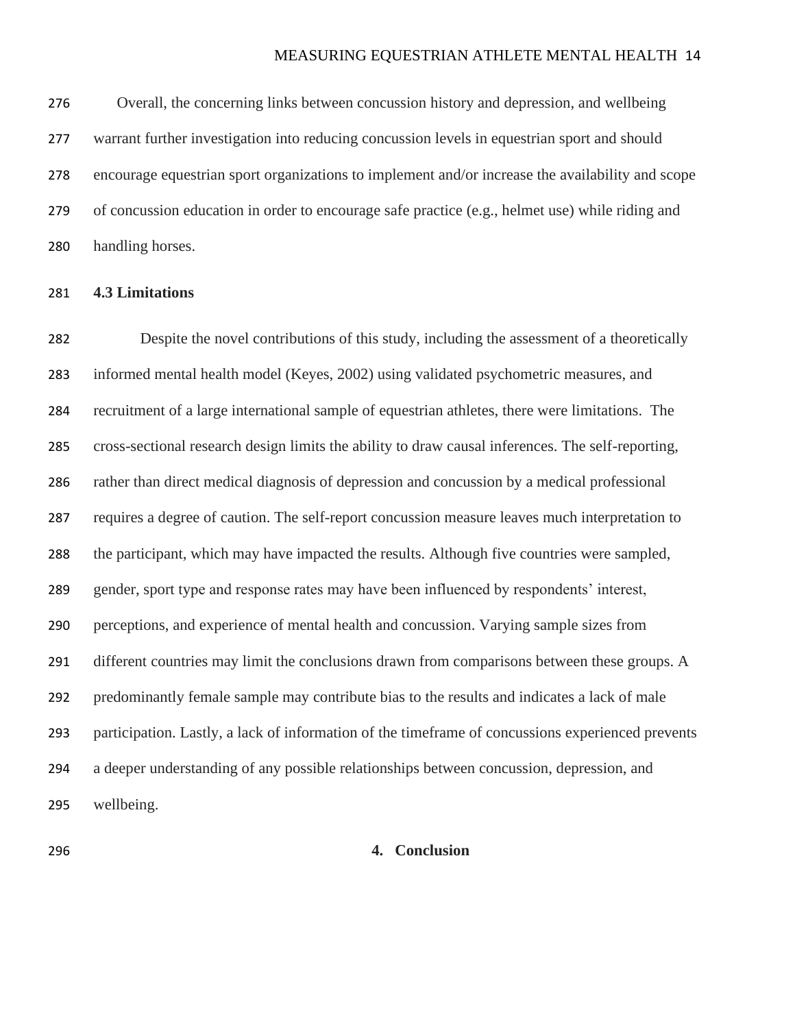Overall, the concerning links between concussion history and depression, and wellbeing warrant further investigation into reducing concussion levels in equestrian sport and should encourage equestrian sport organizations to implement and/or increase the availability and scope of concussion education in order to encourage safe practice (e.g., helmet use) while riding and handling horses.

### 4.3 Limitations

Despite the novel contributions of this study, including the assessment of a theoretically informed mental health model (Keyes, 2002) using validated psychometric measures, and recruitment of a large international sample of equestrian athletes, there were limitations. The cross-sectional research design limits the ability to draw causal inferences. The self-reporting, rather than direct medical diagnosis of depression and concussion by a medical professional requires a degree of caution. The self-report concussion measure leaves much interpretation to the participant, which may have impacted the results. Although five countries were sampled, gender, sport type and response rates may have been influenced by respondents' interest, perceptions, and experience of mental health and concussion. Varying sample sizes from different countries may limit the conclusions drawn from comparisons between these groups. A predominantly female sample may contribute bias to the results and indicates a lack of male participation. Lastly, a lack of information of the timeframe of concussions experienced prevents a deeper understanding of any possible relationships between concussion, depression, and wellbeing.

## 4. Conclusion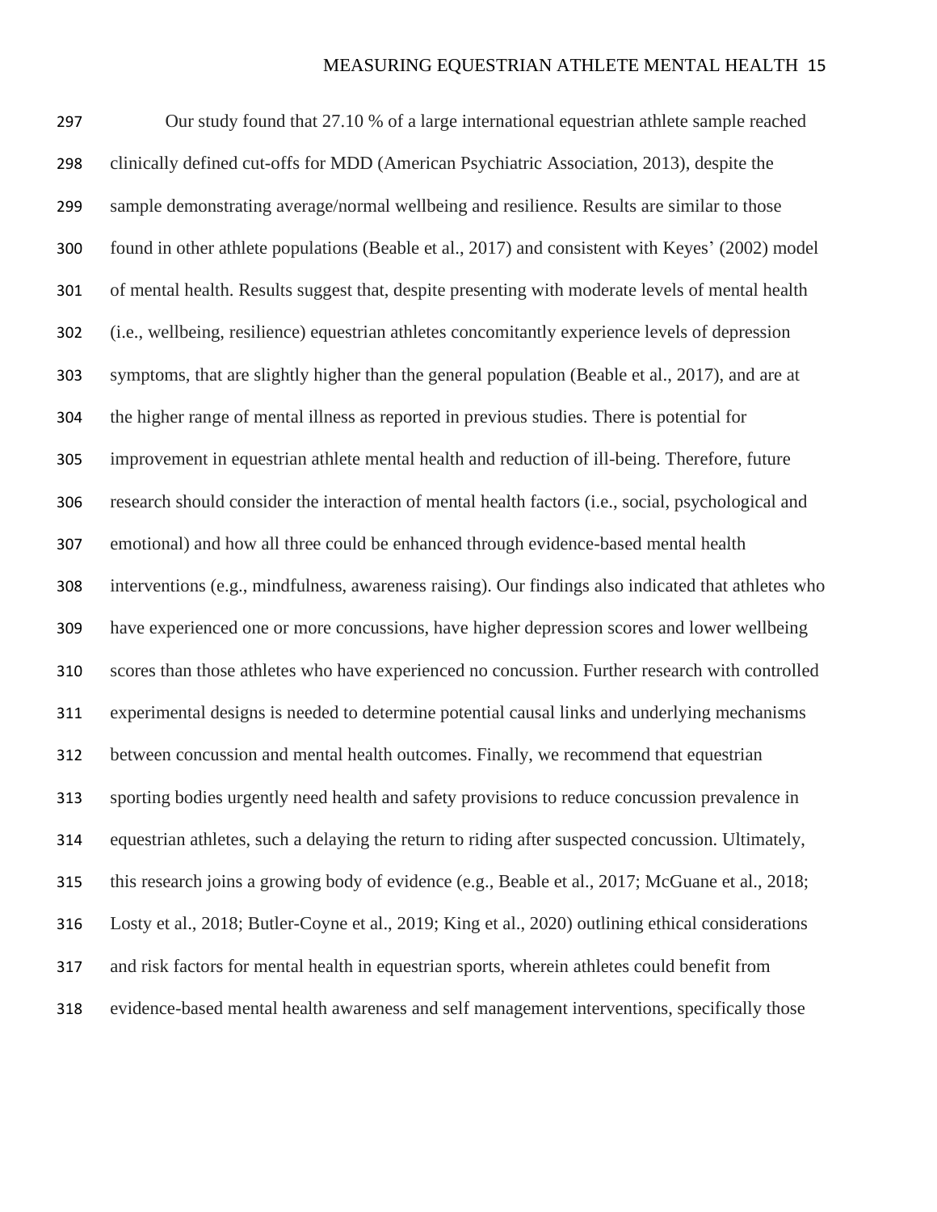Our study found that 27.10 % of a large international equestrian athlete sample reached clinically defined cut-offs for MDD (American Psychiatric Association, 2013), despite the sample demonstrating average/normal wellbeing and resilience. Results are similar to those found in other athlete populations (Beable et al., 2017) and consistent with Keyes' (2002) model of mental health. Results suggest that, despite presenting with moderate levels of mental health (i.e., wellbeing, resilience) equestrian athletes concomitantly experience levels of depression symptoms, that are slightly higher than the general population (Beable et al., 2017), and are at the higher range of mental illness as reported in previous studies. There is potential for improvement in equestrian athlete mental health and reduction of ill-being. Therefore, future research should consider the interaction of mental health factors (i.e., social, psychological and emotional) and how all three could be enhanced through evidence-based mental health interventions (e.g., mindfulness, awareness raising). Our findings also indicated that athletes who have experienced one or more concussions, have higher depression scores and lower wellbeing scores than those athletes who have experienced no concussion. Further research with controlled experimental designs is needed to determine potential causal links and underlying mechanisms between concussion and mental health outcomes. Finally, we recommend that equestrian sporting bodies urgently need health and safety provisions to reduce concussion prevalence in equestrian athletes, such a delaying the return to riding after suspected concussion. Ultimately, this research joins a growing body of evidence (e.g., Beable et al., 2017; McGuane et al., 2018; Losty et al., 2018; Butler-Coyne et al., 2019; King et al., 2020) outlining ethical considerations and risk factors for mental health in equestrian sports, wherein athletes could benefit from evidence-based mental health awareness and self management interventions, specifically those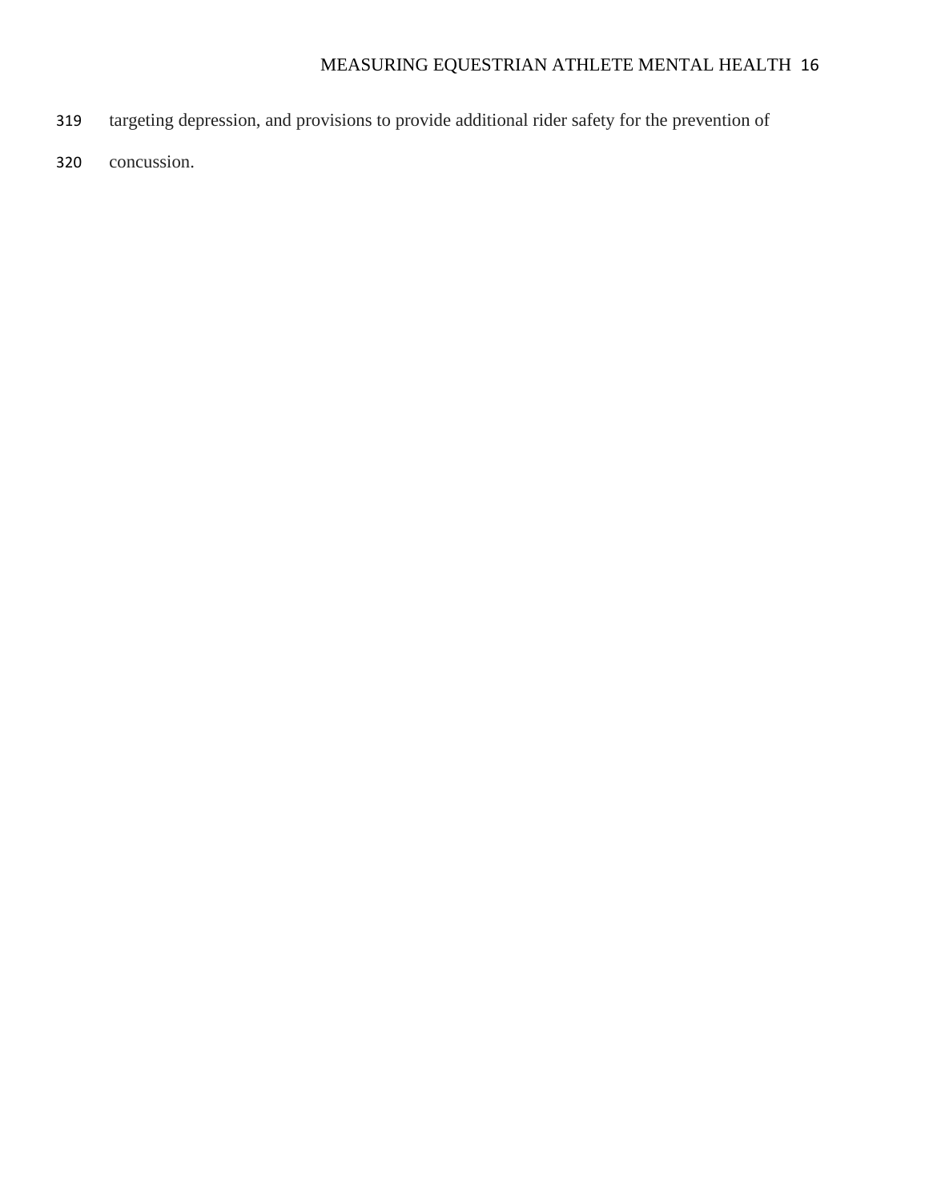targeting depression, and provisions to provide additional rider safety for the prevention of concussion.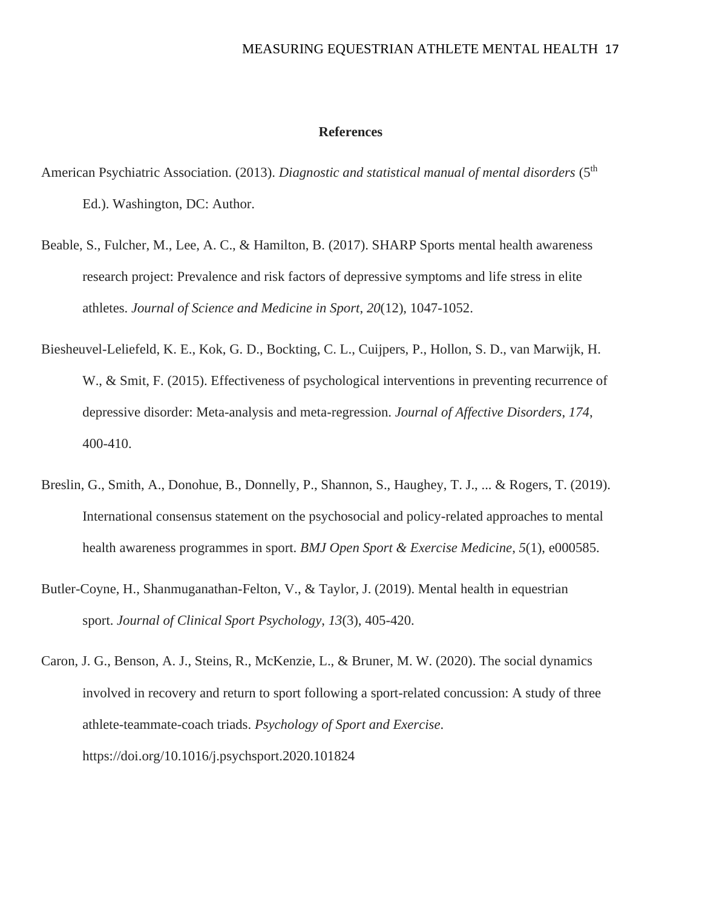# References

American Psychiatric Association. (2013). *Diagnostic and statistical manual of mental disorders* (5th Ed.). Washington, DC: Author.

Beable, S., Fulcher, M., Lee, A. C., & Hamilton, B. (2017). SHARP Sports mental health awareness research project: Prevalence and risk factors of depressive symptoms and life stress in elite athletes. *Journal of Science and Medicine in Sport*, *20*(12), 1047-1052.

Biesheuvel-Leliefeld, K. E., Kok, G. D., Bockting, C. L., Cuijpers, P., Hollon, S. D., van Marwijk, H. W., & Smit, F. (2015). Effectiveness of psychological interventions in preventing recurrence of depressive disorder: Meta-analysis and meta-regression. *Journal of Affective Disorders*, *174*, 400-410.

Breslin, G., Smith, A., Donohue, B., Donnelly, P., Shannon, S., Haughey, T. J., ... & Rogers, T. (2019). International consensus statement on the psychosocial and policy-related approaches to mental health awareness programmes in sport. *BMJ Open Sport & Exercise Medicine*, *5*(1), e000585.

Butler-Coyne, H., Shanmuganathan-Felton, V., & Taylor, J. (2019). Mental health in equestrian sport. *Journal of Clinical Sport Psychology*, *13*(3), 405-420.

Caron, J. G., Benson, A. J., Steins, R., McKenzie, L., & Bruner, M. W. (2020). The social dynamics involved in recovery and return to sport following a sport-related concussion: A study of three athlete-teammate-coach triads. *Psychology of Sport and Exercise*. https://doi.org/10.1016/j.psychsport.2020.101824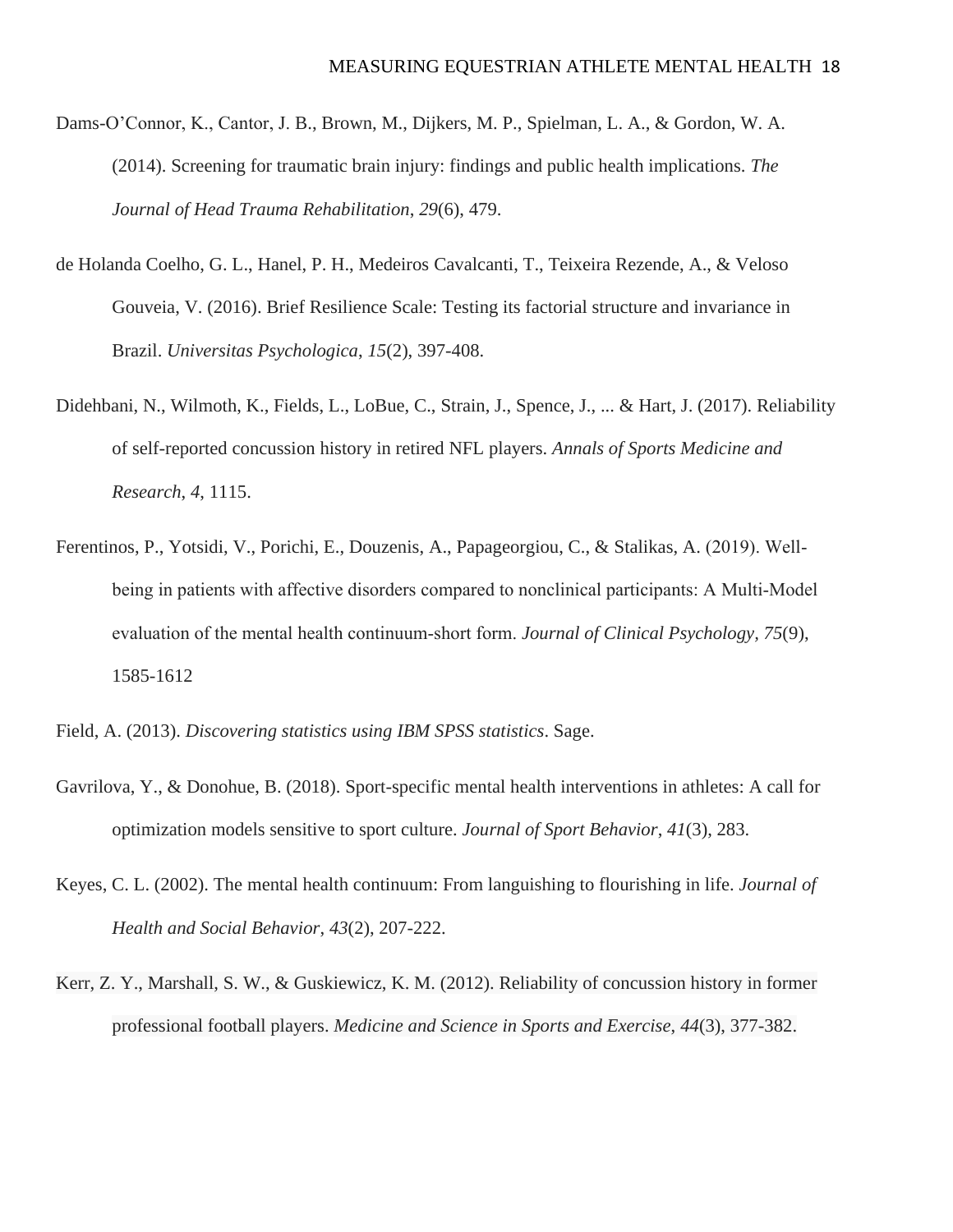Dams-O'Connor, K., Cantor, J. B., Brown, M., Dijkers, M. P., Spielman, L. A., & Gordon, W. A. (2014). Screening for traumatic brain injury: findings and public health implications. *The Journal of Head Trauma Rehabilitation*, *29*(6), 479.

de Holanda Coelho, G. L., Hanel, P. H., Medeiros Cavalcanti, T., Teixeira Rezende, A., & Veloso Gouveia, V. (2016). Brief Resilience Scale: Testing its factorial structure and invariance in Brazil. *Universitas Psychologica*, *15*(2), 397-408.

Didehbani, N., Wilmoth, K., Fields, L., LoBue, C., Strain, J., Spence, J., ... & Hart, J. (2017). Reliability of self-reported concussion history in retired NFL players. *Annals of Sports Medicine and Research*, *4*, 1115.

Ferentinos, P., Yotsidi, V., Porichi, E., Douzenis, A., Papageorgiou, C., & Stalikas, A. (2019). Well-being in patients with affective disorders compared to nonclinical participants: A Multi-Model evaluation of the mental health continuum-short form. *Journal of Clinical Psychology, 75*(9), 1585-1612

Field, A. (2013). *Discovering statistics using IBM SPSS statistics*. Sage.

Gavrilova, Y., & Donohue, B. (2018). Sport-specific mental health interventions in athletes: A call for optimization models sensitive to sport culture. *Journal of Sport Behavior*, *41*(3), 283.

Keyes, C. L. (2002). The mental health continuum: From languishing to flourishing in life. *Journal of Health and Social Behavior*, *43*(2), 207-222.

Kerr, Z. Y., Marshall, S. W., & Guskiewicz, K. M. (2012). Reliability of concussion history in former professional football players. *Medicine and Science in Sports and Exercise*, *44*(3), 377-382.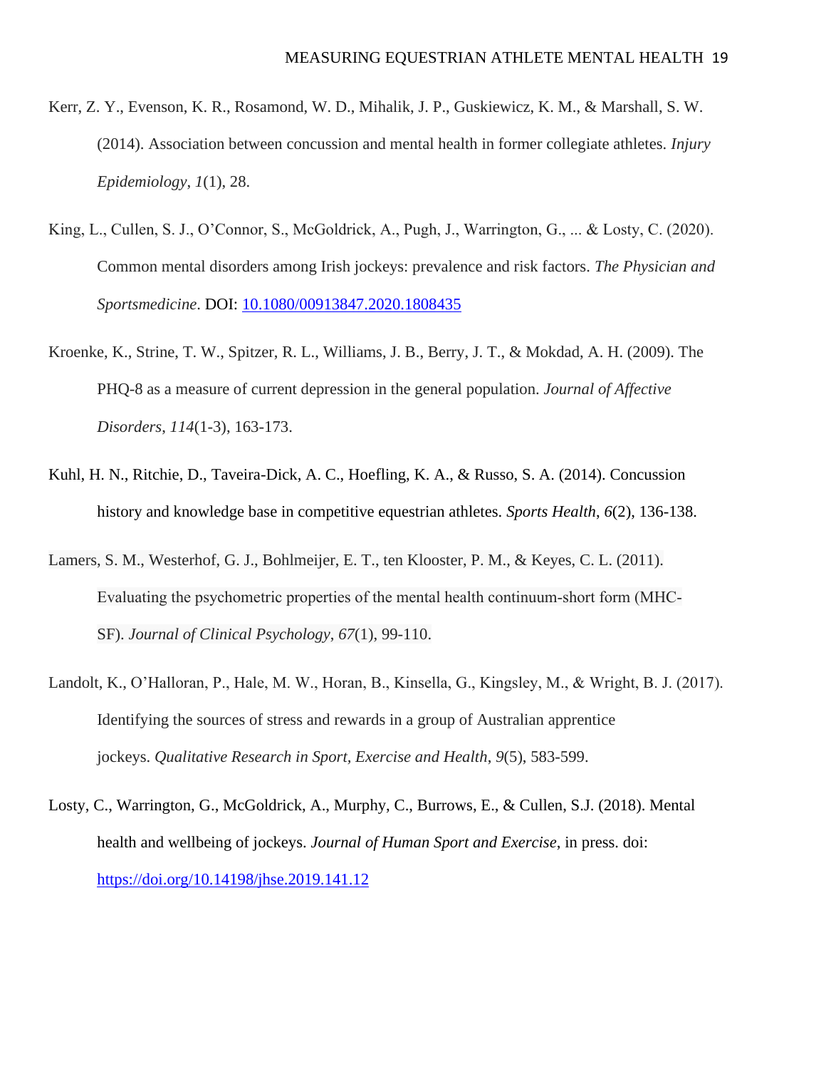Kerr, Z. Y., Evenson, K. R., Rosamond, W. D., Mihalik, J. P., Guskiewicz, K. M., & Marshall, S. W. (2014). Association between concussion and mental health in former collegiate athletes. *Injury Epidemiology*, *1*(1), 28.

King, L., Cullen, S. J., O'Connor, S., McGoldrick, A., Pugh, J., Warrington, G., ... & Losty, C. (2020). Common mental disorders among Irish jockeys: prevalence and risk factors. *The Physician and Sportsmedicine*. DOI: 10.1080/00913847.2020.1808435

Kroenke, K., Strine, T. W., Spitzer, R. L., Williams, J. B., Berry, J. T., & Mokdad, A. H. (2009). The PHQ-8 as a measure of current depression in the general population. *Journal of Affective Disorders*, *114*(1-3), 163-173.

Kuhl, H. N., Ritchie, D., Taveira-Dick, A. C., Hoefling, K. A., & Russo, S. A. (2014). Concussion history and knowledge base in competitive equestrian athletes. *Sports Health*, *6*(2), 136-138.

Lamers, S. M., Westerhof, G. J., Bohlmeijer, E. T., ten Klooster, P. M., & Keyes, C. L. (2011). Evaluating the psychometric properties of the mental health continuum-short form (MHC-SF). *Journal of Clinical Psychology*, *67*(1), 99-110.

Landolt, K., O'Halloran, P., Hale, M. W., Horan, B., Kinsella, G., Kingsley, M., & Wright, B. J. (2017). Identifying the sources of stress and rewards in a group of Australian apprentice jockeys. *Qualitative Research in Sport, Exercise and Health*, *9*(5), 583-599.

Losty, C., Warrington, G., McGoldrick, A., Murphy, C., Burrows, E., & Cullen, S.J. (2018). Mental health and wellbeing of jockeys. *Journal of Human Sport and Exercise*, in press. doi: https://doi.org/10.14198/jhse.2019.141.12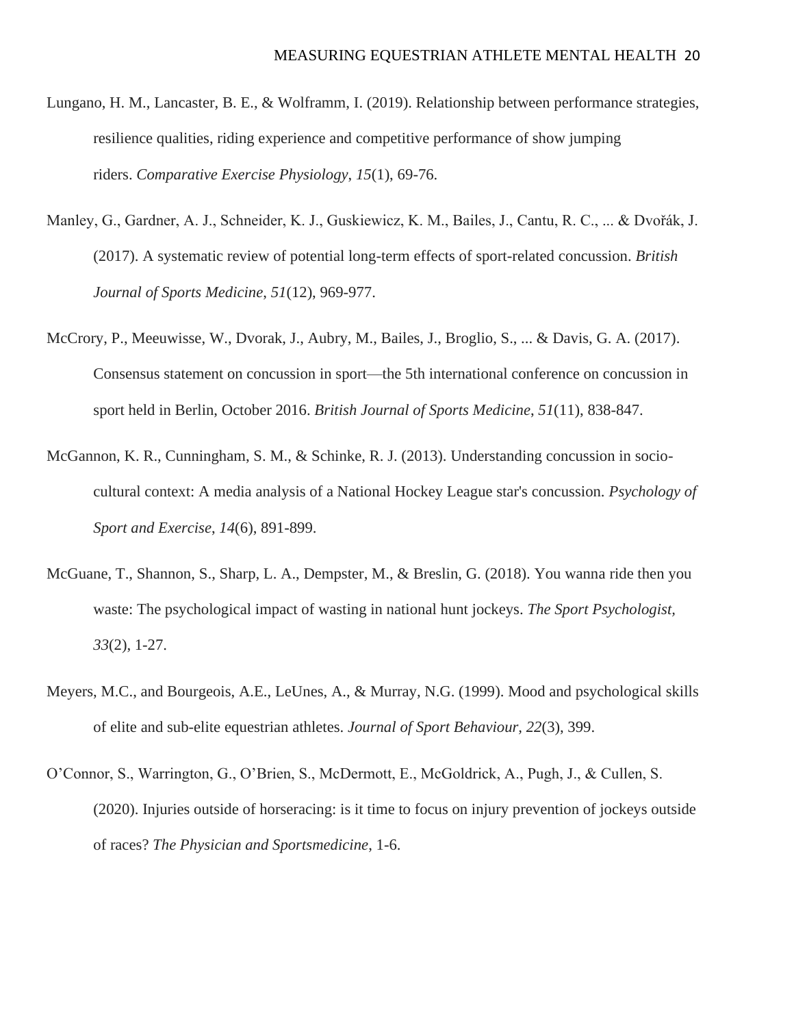Lungano, H. M., Lancaster, B. E., & Wolframm, I. (2019). Relationship between performance strategies, resilience qualities, riding experience and competitive performance of show jumping riders. *Comparative Exercise Physiology*, *15*(1), 69-76.

Manley, G., Gardner, A. J., Schneider, K. J., Guskiewicz, K. M., Bailes, J., Cantu, R. C., ... & Dvořák, J. (2017). A systematic review of potential long-term effects of sport-related concussion. *British Journal of Sports Medicine*, *51*(12), 969-977.

McCrory, P., Meeuwisse, W., Dvorak, J., Aubry, M., Bailes, J., Broglio, S., ... & Davis, G. A. (2017). Consensus statement on concussion in sport—the 5th international conference on concussion in sport held in Berlin, October 2016. *British Journal of Sports Medicine*, *51*(11), 838-847.

McGannon, K. R., Cunningham, S. M., & Schinke, R. J. (2013). Understanding concussion in socio-cultural context: A media analysis of a National Hockey League star's concussion. *Psychology of Sport and Exercise*, *14*(6), 891-899.

McGuane, T., Shannon, S., Sharp, L. A., Dempster, M., & Breslin, G. (2018). You wanna ride then you waste: The psychological impact of wasting in national hunt jockeys. *The Sport Psychologist, 33*(2), 1-27.

Meyers, M.C., and Bourgeois, A.E., LeUnes, A., & Murray, N.G. (1999). Mood and psychological skills of elite and sub-elite equestrian athletes. *Journal of Sport Behaviour, 22*(3), 399.

O'Connor, S., Warrington, G., O'Brien, S., McDermott, E., McGoldrick, A., Pugh, J., & Cullen, S. (2020). Injuries outside of horseracing: is it time to focus on injury prevention of jockeys outside of races? *The Physician and Sportsmedicine*, 1-6.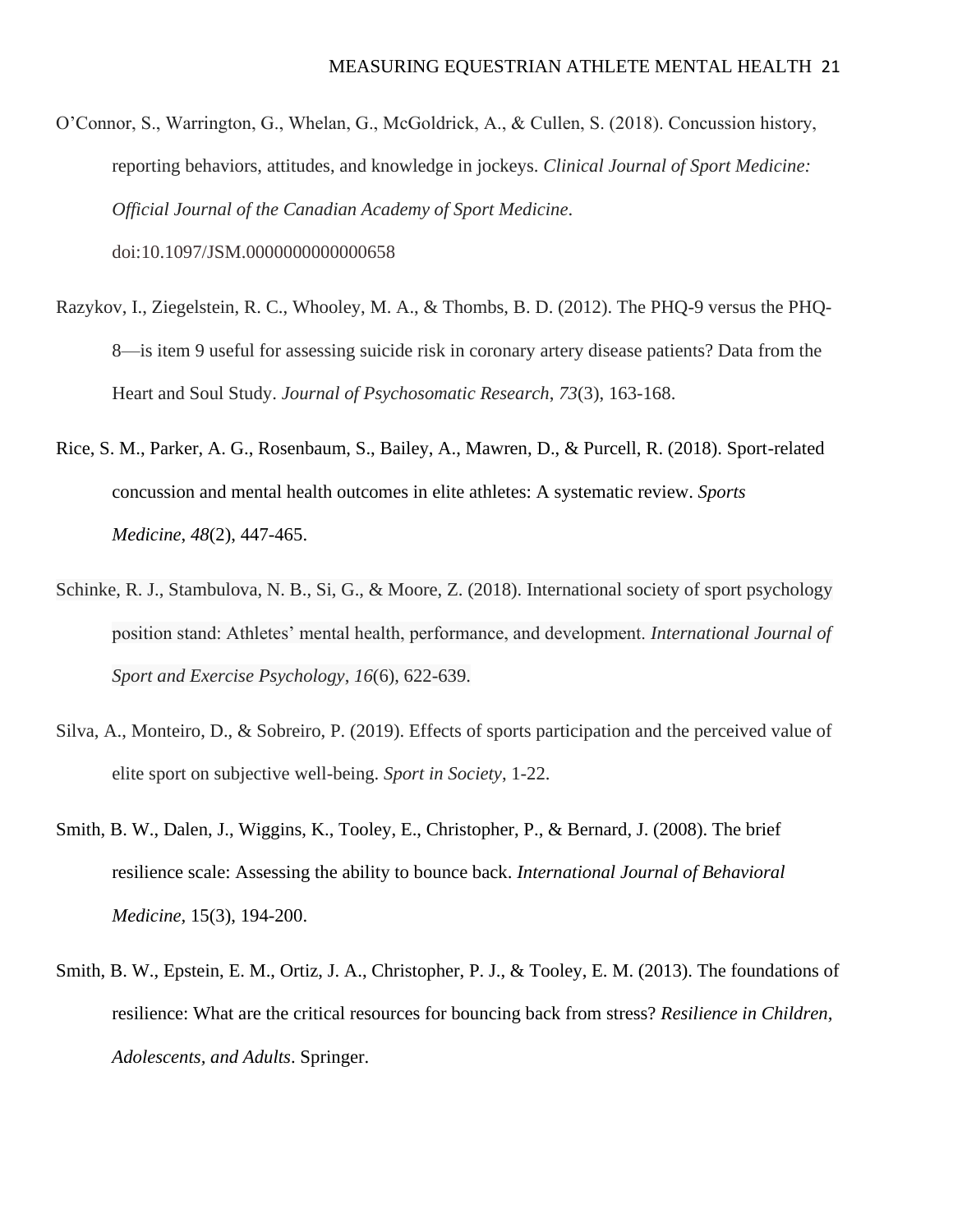O'Connor, S., Warrington, G., Whelan, G., McGoldrick, A., & Cullen, S. (2018). Concussion history, reporting behaviors, attitudes, and knowledge in jockeys. *Clinical Journal of Sport Medicine: Official Journal of the Canadian Academy of Sport Medicine*. doi:10.1097/JSM.0000000000000658

Razykov, I., Ziegelstein, R. C., Whooley, M. A., & Thombs, B. D. (2012). The PHQ-9 versus the PHQ-8—is item 9 useful for assessing suicide risk in coronary artery disease patients? Data from the Heart and Soul Study. *Journal of Psychosomatic Research*, *73*(3), 163-168.

Rice, S. M., Parker, A. G., Rosenbaum, S., Bailey, A., Mawren, D., & Purcell, R. (2018). Sport-related concussion and mental health outcomes in elite athletes: A systematic review. *Sports Medicine*, *48*(2), 447-465.

Schinke, R. J., Stambulova, N. B., Si, G., & Moore, Z. (2018). International society of sport psychology position stand: Athletes' mental health, performance, and development. *International Journal of Sport and Exercise Psychology*, *16*(6), 622-639.

Silva, A., Monteiro, D., & Sobreiro, P. (2019). Effects of sports participation and the perceived value of elite sport on subjective well-being. *Sport in Society*, 1-22.

Smith, B. W., Dalen, J., Wiggins, K., Tooley, E., Christopher, P., & Bernard, J. (2008). The brief resilience scale: Assessing the ability to bounce back. *International Journal of Behavioral Medicine,* 15(3), 194-200.

Smith, B. W., Epstein, E. M., Ortiz, J. A., Christopher, P. J., & Tooley, E. M. (2013). The foundations of resilience: What are the critical resources for bouncing back from stress? *Resilience in Children, Adolescents, and Adults*. Springer.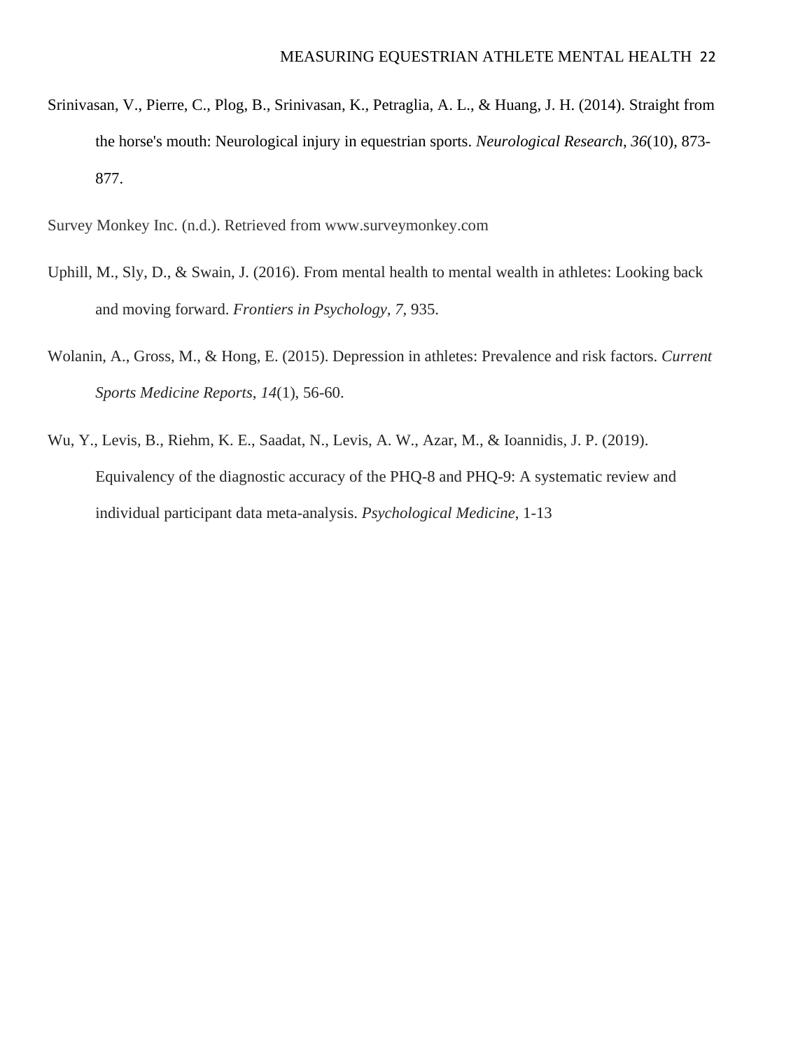Srinivasan, V., Pierre, C., Plog, B., Srinivasan, K., Petraglia, A. L., & Huang, J. H. (2014). Straight from the horse's mouth: Neurological injury in equestrian sports. *Neurological Research*, *36*(10), 873-877.

Survey Monkey Inc. (n.d.). Retrieved from www.surveymonkey.com

Uphill, M., Sly, D., & Swain, J. (2016). From mental health to mental wealth in athletes: Looking back and moving forward. *Frontiers in Psychology, 7,* 935.

Wolanin, A., Gross, M., & Hong, E. (2015). Depression in athletes: Prevalence and risk factors. *Current Sports Medicine Reports*, *14*(1), 56-60.

Wu, Y., Levis, B., Riehm, K. E., Saadat, N., Levis, A. W., Azar, M., & Ioannidis, J. P. (2019). Equivalency of the diagnostic accuracy of the PHQ-8 and PHQ-9: A systematic review and individual participant data meta-analysis. *Psychological Medicine*, 1-13